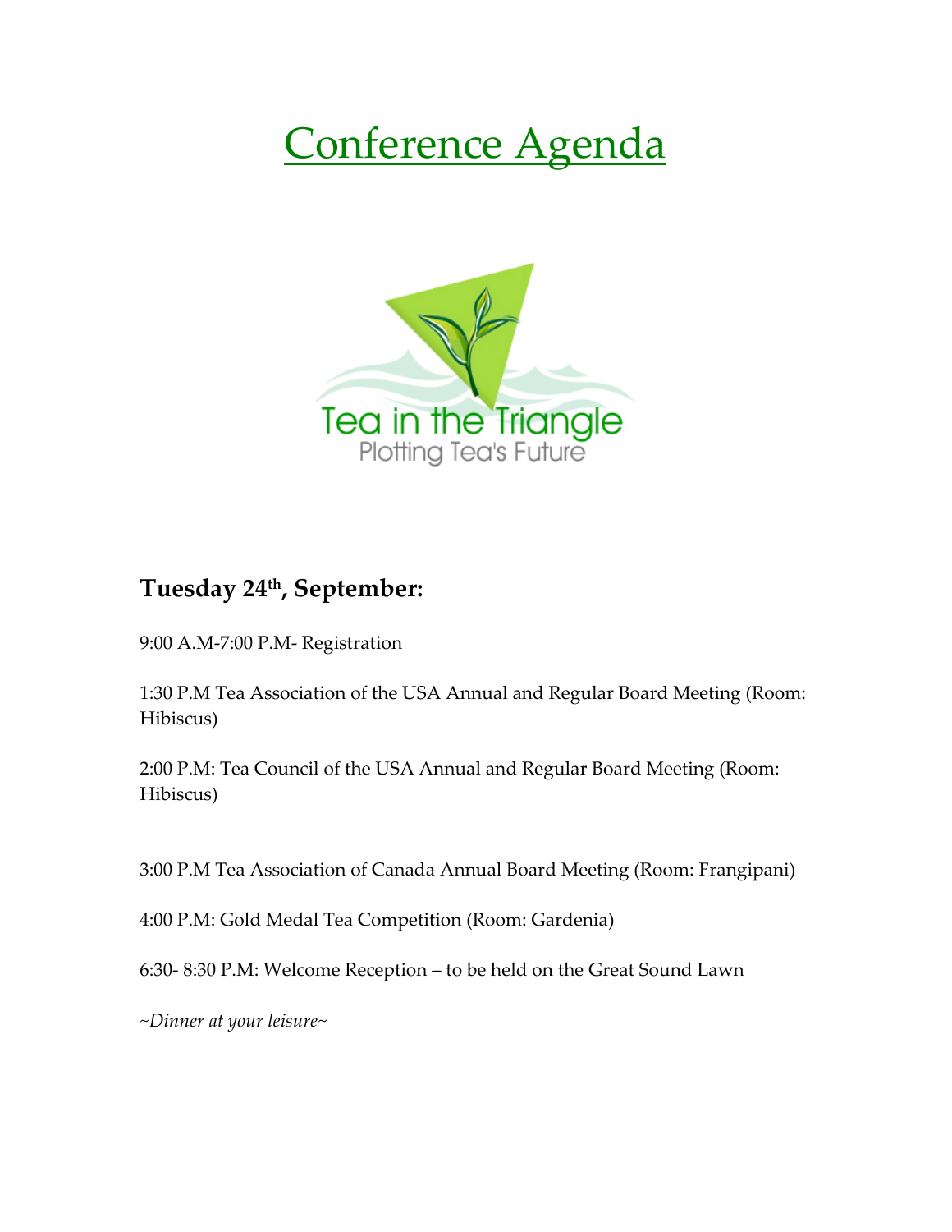# Conference Agenda

Tea in the Triangle
Plotting Tea's Future

## Tuesday 24th, September:

9:00 A.M-7:00 P.M- Registration

1:30 P.M Tea Association of the USA Annual and Regular Board Meeting (Room: Hibiscus)

2:00 P.M: Tea Council of the USA Annual and Regular Board Meeting (Room: Hibiscus)

3:00 P.M Tea Association of Canada Annual Board Meeting (Room: Frangipani)

4:00 P.M: Gold Medal Tea Competition (Room: Gardenia)

6:30- 8:30 P.M: Welcome Reception – to be held on the Great Sound Lawn

*~Dinner at your leisure~*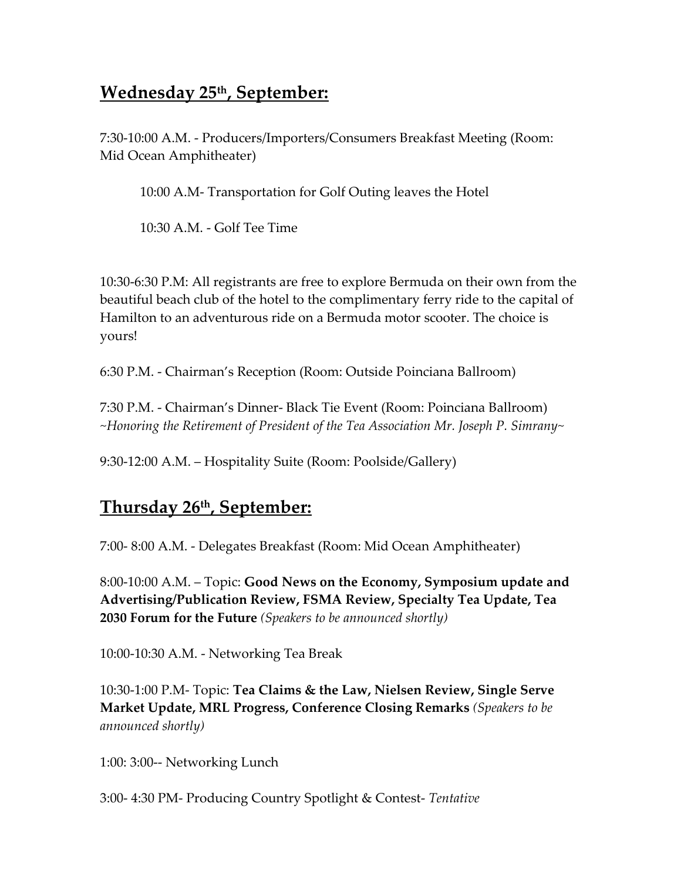## **Wednesday 25th, September:**

7:30-10:00 A.M. - Producers/Importers/Consumers Breakfast Meeting (Room: Mid Ocean Amphitheater)

10:00 A.M- Transportation for Golf Outing leaves the Hotel

10:30 A.M. - Golf Tee Time

10:30-6:30 P.M: All registrants are free to explore Bermuda on their own from the beautiful beach club of the hotel to the complimentary ferry ride to the capital of Hamilton to an adventurous ride on a Bermuda motor scooter. The choice is yours!

6:30 P.M. - Chairman's Reception (Room: Outside Poinciana Ballroom)

7:30 P.M. - Chairman's Dinner- Black Tie Event (Room: Poinciana Ballroom)
*~Honoring the Retirement of President of the Tea Association Mr. Joseph P. Simrany~*

9:30-12:00 A.M. – Hospitality Suite (Room: Poolside/Gallery)

## **Thursday 26th, September:**

7:00- 8:00 A.M. - Delegates Breakfast (Room: Mid Ocean Amphitheater)

8:00-10:00 A.M. – Topic: **Good News on the Economy, Symposium update and Advertising/Publication Review, FSMA Review, Specialty Tea Update, Tea 2030 Forum for the Future** *(Speakers to be announced shortly)*

10:00-10:30 A.M. - Networking Tea Break

10:30-1:00 P.M- Topic: **Tea Claims & the Law, Nielsen Review, Single Serve Market Update, MRL Progress, Conference Closing Remarks** *(Speakers to be announced shortly)*

1:00: 3:00-- Networking Lunch

3:00- 4:30 PM- Producing Country Spotlight & Contest- *Tentative*